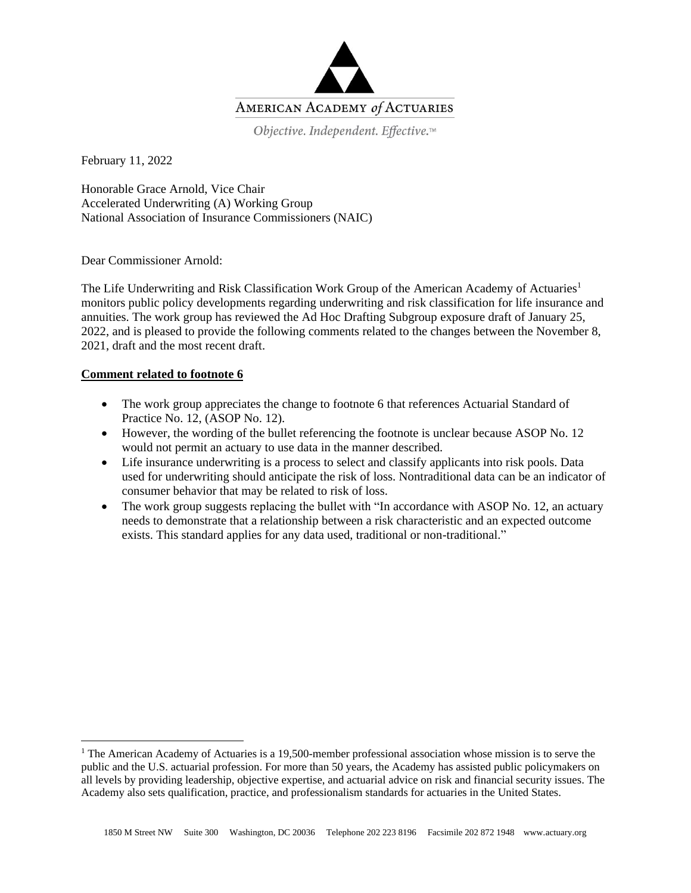AMERICAN ACADEMY *of* ACTUARIES

*Objective. Independent. Effective.*™

February 11, 2022

Honorable Grace Arnold, Vice Chair
Accelerated Underwriting (A) Working Group
National Association of Insurance Commissioners (NAIC)

Dear Commissioner Arnold:

The Life Underwriting and Risk Classification Work Group of the American Academy of Actuaries[1] monitors public policy developments regarding underwriting and risk classification for life insurance and annuities. The work group has reviewed the Ad Hoc Drafting Subgroup exposure draft of January 25, 2022, and is pleased to provide the following comments related to the changes between the November 8, 2021, draft and the most recent draft.

**Comment related to footnote 6**

- The work group appreciates the change to footnote 6 that references Actuarial Standard of Practice No. 12, (ASOP No. 12).
- However, the wording of the bullet referencing the footnote is unclear because ASOP No. 12 would not permit an actuary to use data in the manner described.
- Life insurance underwriting is a process to select and classify applicants into risk pools. Data used for underwriting should anticipate the risk of loss. Nontraditional data can be an indicator of consumer behavior that may be related to risk of loss.
- The work group suggests replacing the bullet with "In accordance with ASOP No. 12, an actuary needs to demonstrate that a relationship between a risk characteristic and an expected outcome exists. This standard applies for any data used, traditional or non-traditional."

[1] The American Academy of Actuaries is a 19,500-member professional association whose mission is to serve the public and the U.S. actuarial profession. For more than 50 years, the Academy has assisted public policymakers on all levels by providing leadership, objective expertise, and actuarial advice on risk and financial security issues. The Academy also sets qualification, practice, and professionalism standards for actuaries in the United States.

1850 M Street NW Suite 300 Washington, DC 20036 Telephone 202 223 8196 Facsimile 202 872 1948 www.actuary.org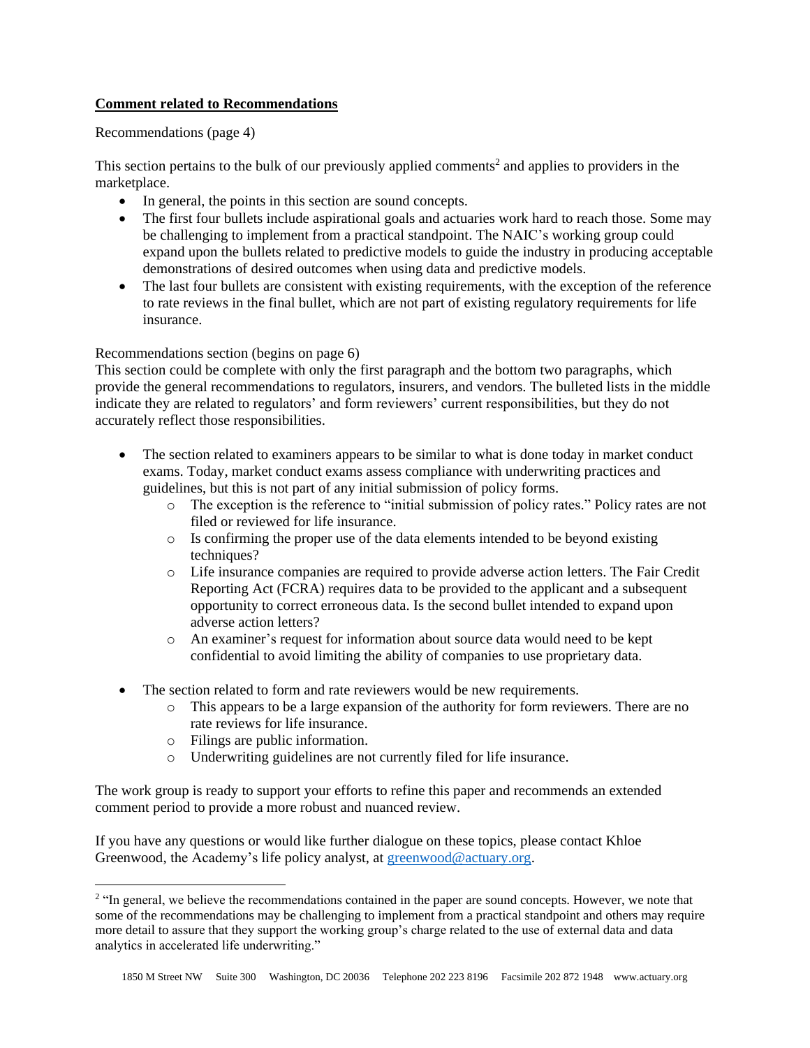**Comment related to Recommendations**

Recommendations (page 4)

This section pertains to the bulk of our previously applied comments[2] and applies to providers in the marketplace.

- In general, the points in this section are sound concepts.
- The first four bullets include aspirational goals and actuaries work hard to reach those. Some may be challenging to implement from a practical standpoint. The NAIC's working group could expand upon the bullets related to predictive models to guide the industry in producing acceptable demonstrations of desired outcomes when using data and predictive models.
- The last four bullets are consistent with existing requirements, with the exception of the reference to rate reviews in the final bullet, which are not part of existing regulatory requirements for life insurance.

Recommendations section (begins on page 6)

This section could be complete with only the first paragraph and the bottom two paragraphs, which provide the general recommendations to regulators, insurers, and vendors. The bulleted lists in the middle indicate they are related to regulators' and form reviewers' current responsibilities, but they do not accurately reflect those responsibilities.

- The section related to examiners appears to be similar to what is done today in market conduct exams. Today, market conduct exams assess compliance with underwriting practices and guidelines, but this is not part of any initial submission of policy forms.
  - The exception is the reference to "initial submission of policy rates." Policy rates are not filed or reviewed for life insurance.
  - Is confirming the proper use of the data elements intended to be beyond existing techniques?
  - Life insurance companies are required to provide adverse action letters. The Fair Credit Reporting Act (FCRA) requires data to be provided to the applicant and a subsequent opportunity to correct erroneous data. Is the second bullet intended to expand upon adverse action letters?
  - An examiner's request for information about source data would need to be kept confidential to avoid limiting the ability of companies to use proprietary data.

- The section related to form and rate reviewers would be new requirements.
  - This appears to be a large expansion of the authority for form reviewers. There are no rate reviews for life insurance.
  - Filings are public information.
  - Underwriting guidelines are not currently filed for life insurance.

The work group is ready to support your efforts to refine this paper and recommends an extended comment period to provide a more robust and nuanced review.

If you have any questions or would like further dialogue on these topics, please contact Khloe Greenwood, the Academy's life policy analyst, at greenwood@actuary.org.

---

[2] "In general, we believe the recommendations contained in the paper are sound concepts. However, we note that some of the recommendations may be challenging to implement from a practical standpoint and others may require more detail to assure that they support the working group's charge related to the use of external data and data analytics in accelerated life underwriting."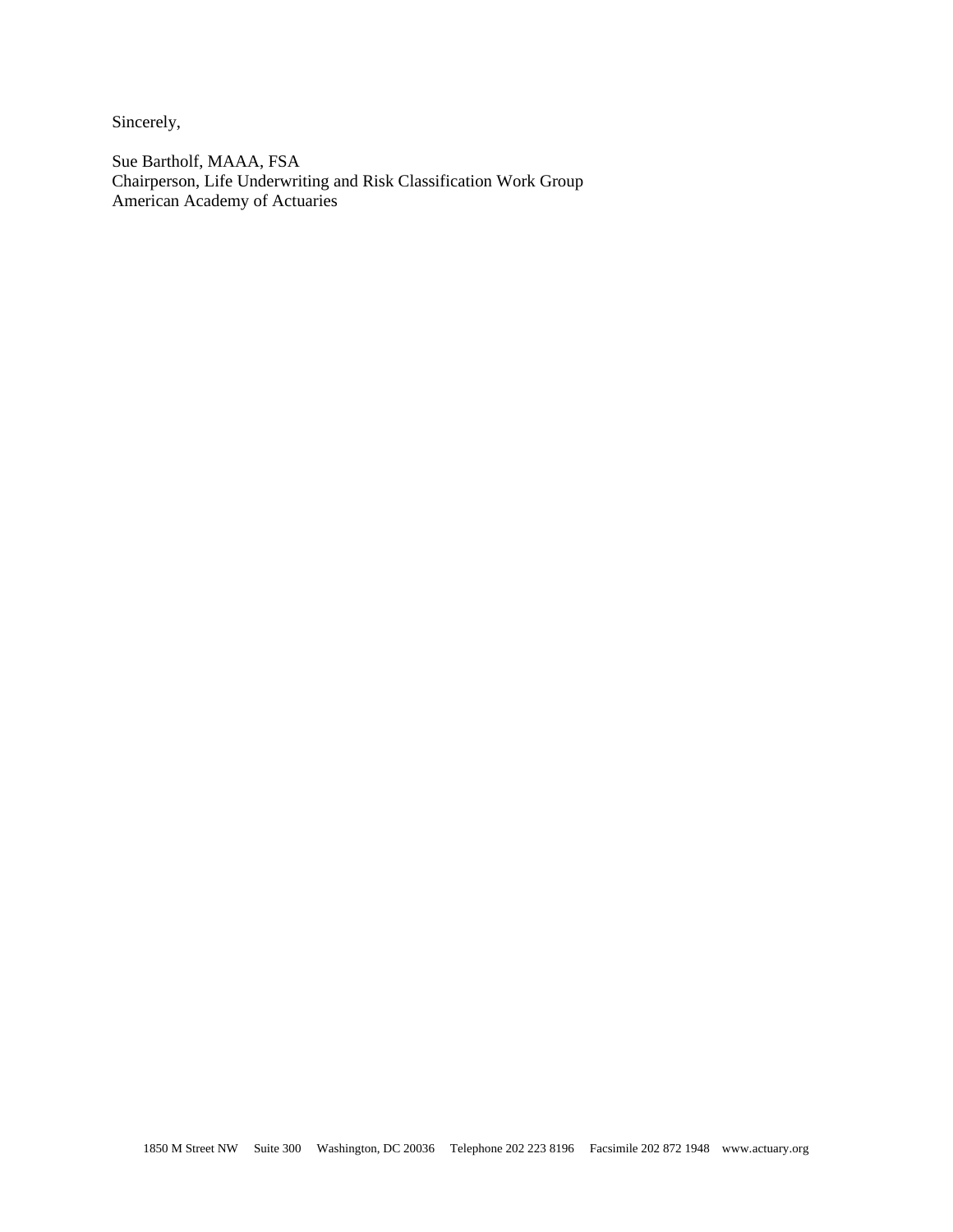Sincerely,

Sue Bartholf, MAAA, FSA
Chairperson, Life Underwriting and Risk Classification Work Group
American Academy of Actuaries

1850 M Street NW Suite 300 Washington, DC 20036 Telephone 202 223 8196 Facsimile 202 872 1948 www.actuary.org